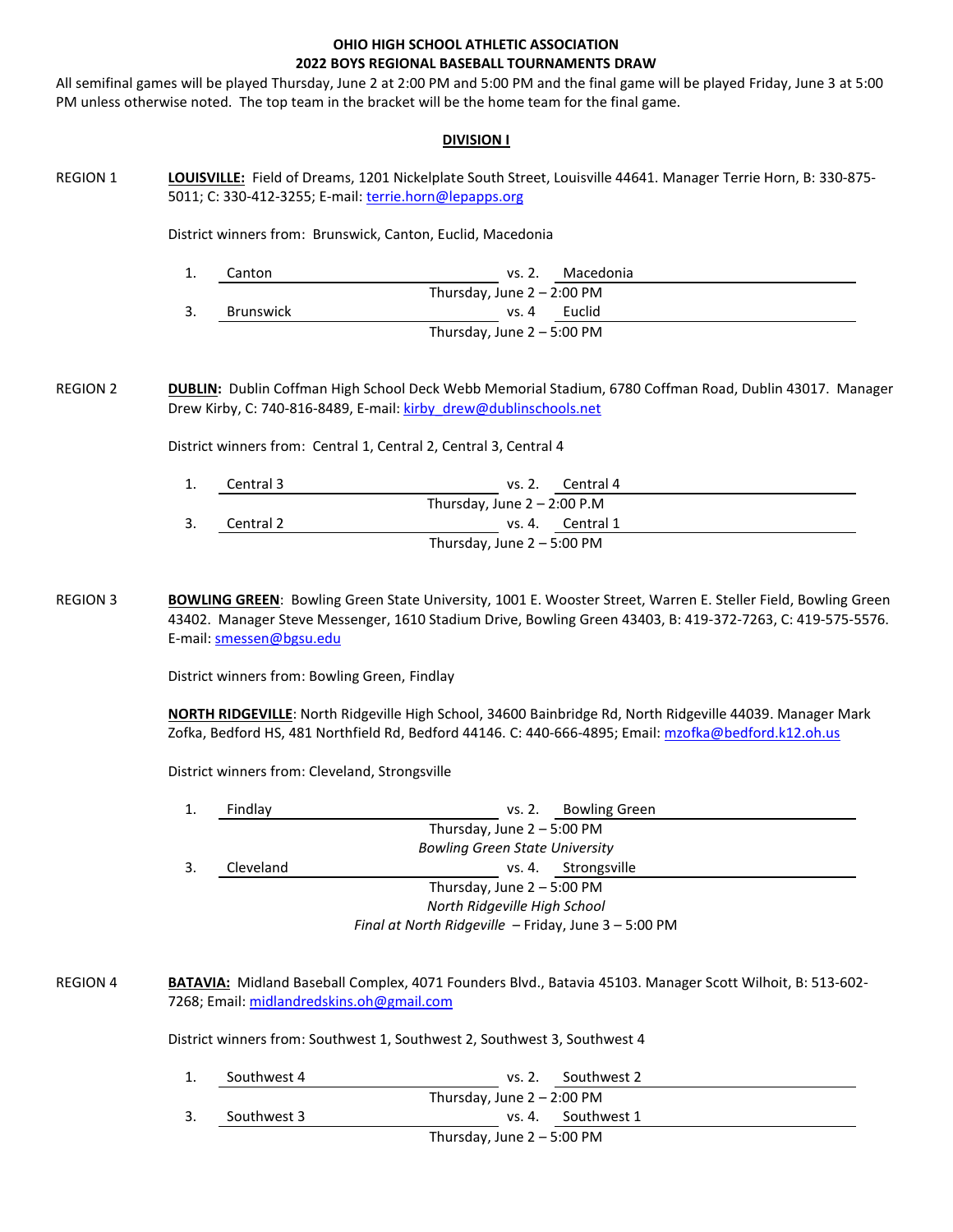**OHIO HIGH SCHOOL ATHLETIC ASSOCIATION**
**2022 BOYS REGIONAL BASEBALL TOURNAMENTS DRAW**

All semifinal games will be played Thursday, June 2 at 2:00 PM and 5:00 PM and the final game will be played Friday, June 3 at 5:00 PM unless otherwise noted. The top team in the bracket will be the home team for the final game.

## DIVISION I

### REGION 1

**LOUISVILLE:** Field of Dreams, 1201 Nickelplate South Street, Louisville 44641. Manager Terrie Horn, B: 330-875-5011; C: 330-412-3255; E-mail: terrie.horn@lepapps.org

District winners from: Brunswick, Canton, Euclid, Macedonia

1. Canton vs. 2. Macedonia
   Thursday, June 2 – 2:00 PM
3. Brunswick vs. 4 Euclid
   Thursday, June 2 – 5:00 PM

### REGION 2

**DUBLIN:** Dublin Coffman High School Deck Webb Memorial Stadium, 6780 Coffman Road, Dublin 43017. Manager Drew Kirby, C: 740-816-8489, E-mail: kirby_drew@dublinschools.net

District winners from: Central 1, Central 2, Central 3, Central 4

1. Central 3 vs. 2. Central 4
   Thursday, June 2 – 2:00 P.M
3. Central 2 vs. 4. Central 1
   Thursday, June 2 – 5:00 PM

### REGION 3

**BOWLING GREEN**: Bowling Green State University, 1001 E. Wooster Street, Warren E. Steller Field, Bowling Green 43402. Manager Steve Messenger, 1610 Stadium Drive, Bowling Green 43403, B: 419-372-7263, C: 419-575-5576. E-mail: smessen@bgsu.edu

District winners from: Bowling Green, Findlay

**NORTH RIDGEVILLE**: North Ridgeville High School, 34600 Bainbridge Rd, North Ridgeville 44039. Manager Mark Zofka, Bedford HS, 481 Northfield Rd, Bedford 44146. C: 440-666-4895; Email: mzofka@bedford.k12.oh.us

District winners from: Cleveland, Strongsville

1. Findlay vs. 2. Bowling Green
   Thursday, June 2 – 5:00 PM
   *Bowling Green State University*
3. Cleveland vs. 4. Strongsville
   Thursday, June 2 – 5:00 PM
   *North Ridgeville High School*
   *Final at North Ridgeville* – Friday, June 3 – 5:00 PM

### REGION 4

**BATAVIA:** Midland Baseball Complex, 4071 Founders Blvd., Batavia 45103. Manager Scott Wilhoit, B: 513-602-7268; Email: midlandredskins.oh@gmail.com

District winners from: Southwest 1, Southwest 2, Southwest 3, Southwest 4

1. Southwest 4 vs. 2. Southwest 2
   Thursday, June 2 – 2:00 PM
3. Southwest 3 vs. 4. Southwest 1
   Thursday, June 2 – 5:00 PM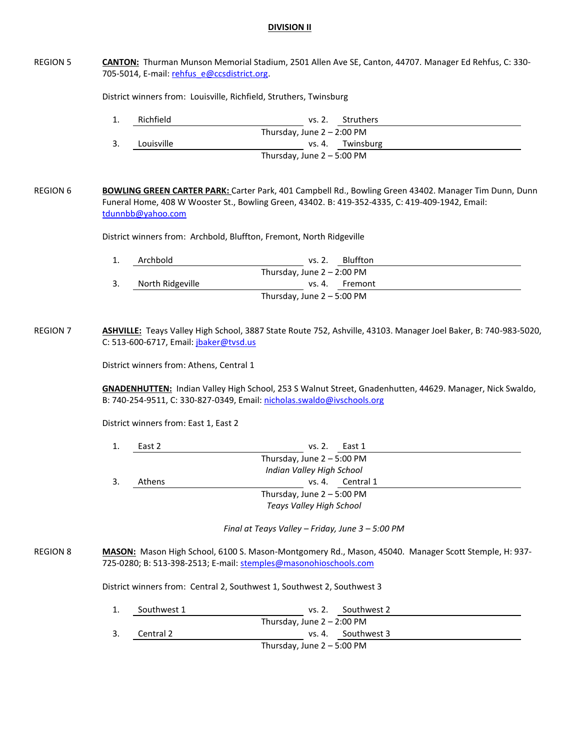**DIVISION II**

REGION 5

**CANTON:** Thurman Munson Memorial Stadium, 2501 Allen Ave SE, Canton, 44707. Manager Ed Rehfus, C: 330-705-5014, E-mail: rehfus_e@ccsdistrict.org.

District winners from: Louisville, Richfield, Struthers, Twinsburg

1. Richfield vs. 2. Struthers
   Thursday, June 2 – 2:00 PM
3. Louisville vs. 4. Twinsburg
   Thursday, June 2 – 5:00 PM

REGION 6

**BOWLING GREEN CARTER PARK:** Carter Park, 401 Campbell Rd., Bowling Green 43402. Manager Tim Dunn, Dunn Funeral Home, 408 W Wooster St., Bowling Green, 43402. B: 419-352-4335, C: 419-409-1942, Email: tdunnbb@yahoo.com

District winners from: Archbold, Bluffton, Fremont, North Ridgeville

1. Archbold vs. 2. Bluffton
   Thursday, June 2 – 2:00 PM
3. North Ridgeville vs. 4. Fremont
   Thursday, June 2 – 5:00 PM

REGION 7

**ASHVILLE:** Teays Valley High School, 3887 State Route 752, Ashville, 43103. Manager Joel Baker, B: 740-983-5020, C: 513-600-6717, Email: jbaker@tvsd.us

District winners from: Athens, Central 1

**GNADENHUTTEN:** Indian Valley High School, 253 S Walnut Street, Gnadenhutten, 44629. Manager, Nick Swaldo, B: 740-254-9511, C: 330-827-0349, Email: nicholas.swaldo@ivschools.org

District winners from: East 1, East 2

1. East 2 vs. 2. East 1
   Thursday, June 2 – 5:00 PM
   *Indian Valley High School*
3. Athens vs. 4. Central 1
   Thursday, June 2 – 5:00 PM
   *Teays Valley High School*

*Final at Teays Valley – Friday, June 3 – 5:00 PM*

REGION 8

**MASON:** Mason High School, 6100 S. Mason-Montgomery Rd., Mason, 45040. Manager Scott Stemple, H: 937-725-0280; B: 513-398-2513; E-mail: stemples@masonohioschools.com

District winners from: Central 2, Southwest 1, Southwest 2, Southwest 3

1. Southwest 1 vs. 2. Southwest 2
   Thursday, June 2 – 2:00 PM
3. Central 2 vs. 4. Southwest 3
   Thursday, June 2 – 5:00 PM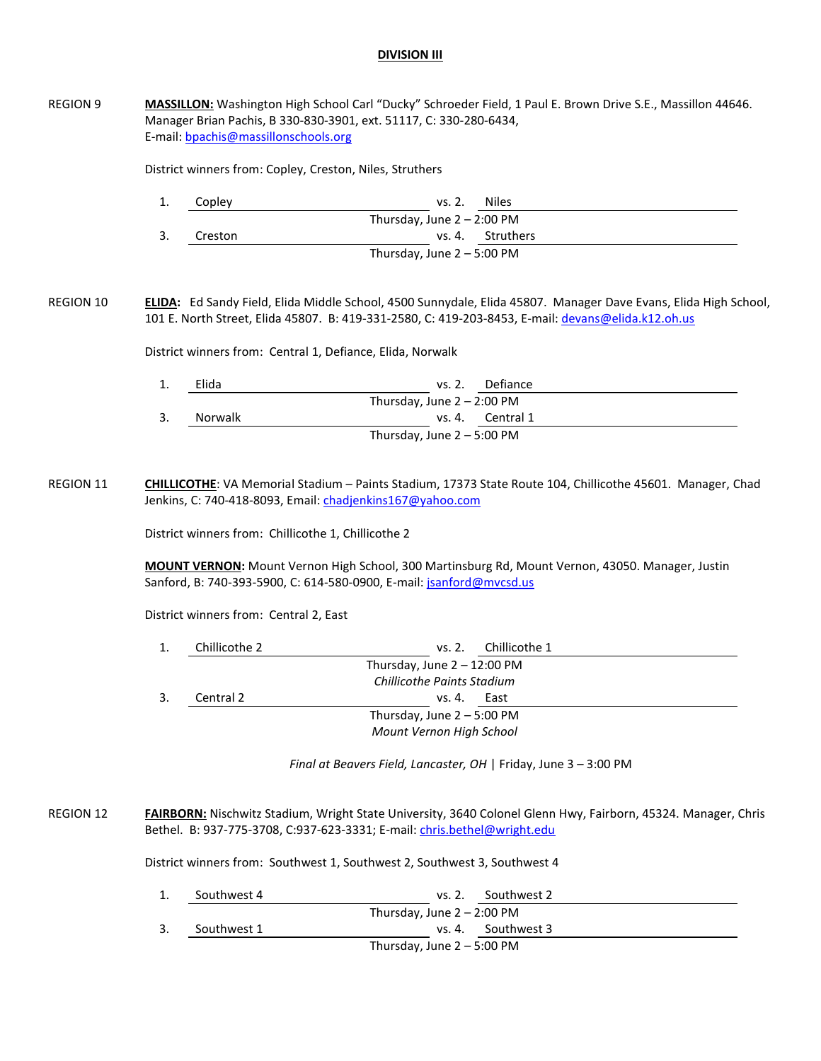# DIVISION III

**REGION 9**

**MASSILLON:** Washington High School Carl "Ducky" Schroeder Field, 1 Paul E. Brown Drive S.E., Massillon 44646. Manager Brian Pachis, B 330-830-3901, ext. 51117, C: 330-280-6434, E-mail: bpachis@massillonschools.org

District winners from: Copley, Creston, Niles, Struthers

1. Copley vs. 2. Niles
   Thursday, June 2 – 2:00 PM
3. Creston vs. 4. Struthers
   Thursday, June 2 – 5:00 PM

**REGION 10**

**ELIDA:** Ed Sandy Field, Elida Middle School, 4500 Sunnydale, Elida 45807. Manager Dave Evans, Elida High School, 101 E. North Street, Elida 45807. B: 419-331-2580, C: 419-203-8453, E-mail: devans@elida.k12.oh.us

District winners from: Central 1, Defiance, Elida, Norwalk

1. Elida vs. 2. Defiance
   Thursday, June 2 – 2:00 PM
3. Norwalk vs. 4. Central 1
   Thursday, June 2 – 5:00 PM

**REGION 11**

**CHILLICOTHE**: VA Memorial Stadium – Paints Stadium, 17373 State Route 104, Chillicothe 45601. Manager, Chad Jenkins, C: 740-418-8093, Email: chadjenkins167@yahoo.com

District winners from: Chillicothe 1, Chillicothe 2

**MOUNT VERNON:** Mount Vernon High School, 300 Martinsburg Rd, Mount Vernon, 43050. Manager, Justin Sanford, B: 740-393-5900, C: 614-580-0900, E-mail: jsanford@mvcsd.us

District winners from: Central 2, East

1. Chillicothe 2 vs. 2. Chillicothe 1
   Thursday, June 2 – 12:00 PM
   *Chillicothe Paints Stadium*
3. Central 2 vs. 4. East
   Thursday, June 2 – 5:00 PM
   *Mount Vernon High School*

*Final at Beavers Field, Lancaster, OH* | Friday, June 3 – 3:00 PM

**REGION 12**

**FAIRBORN:** Nischwitz Stadium, Wright State University, 3640 Colonel Glenn Hwy, Fairborn, 45324. Manager, Chris Bethel. B: 937-775-3708, C:937-623-3331; E-mail: chris.bethel@wright.edu

District winners from: Southwest 1, Southwest 2, Southwest 3, Southwest 4

1. Southwest 4 vs. 2. Southwest 2
   Thursday, June 2 – 2:00 PM
3. Southwest 1 vs. 4. Southwest 3
   Thursday, June 2 – 5:00 PM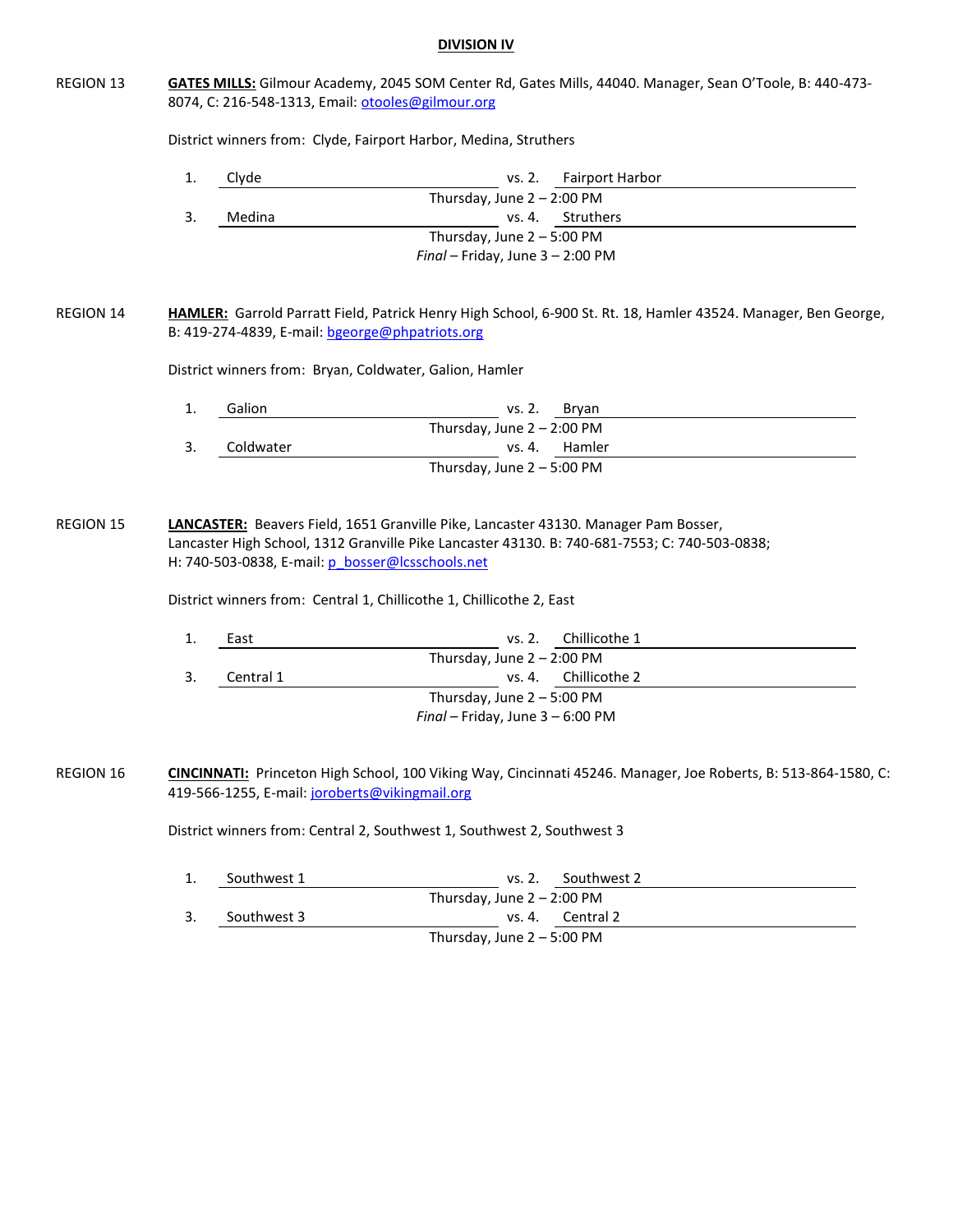## DIVISION IV

REGION 13 **GATES MILLS:** Gilmour Academy, 2045 SOM Center Rd, Gates Mills, 44040. Manager, Sean O'Toole, B: 440-473-8074, C: 216-548-1313, Email: otooles@gilmour.org

District winners from: Clyde, Fairport Harbor, Medina, Struthers

1. Clyde vs. 2. Fairport Harbor
   Thursday, June 2 – 2:00 PM
3. Medina vs. 4. Struthers
   Thursday, June 2 – 5:00 PM

*Final* – Friday, June 3 – 2:00 PM

REGION 14 **HAMLER:** Garrold Parratt Field, Patrick Henry High School, 6-900 St. Rt. 18, Hamler 43524. Manager, Ben George, B: 419-274-4839, E-mail: bgeorge@phpatriots.org

District winners from: Bryan, Coldwater, Galion, Hamler

1. Galion vs. 2. Bryan
   Thursday, June 2 – 2:00 PM
3. Coldwater vs. 4. Hamler
   Thursday, June 2 – 5:00 PM

REGION 15 **LANCASTER:** Beavers Field, 1651 Granville Pike, Lancaster 43130. Manager Pam Bosser, Lancaster High School, 1312 Granville Pike Lancaster 43130. B: 740-681-7553; C: 740-503-0838; H: 740-503-0838, E-mail: p_bosser@lcsschools.net

District winners from: Central 1, Chillicothe 1, Chillicothe 2, East

1. East vs. 2. Chillicothe 1
   Thursday, June 2 – 2:00 PM
3. Central 1 vs. 4. Chillicothe 2
   Thursday, June 2 – 5:00 PM

*Final* – Friday, June 3 – 6:00 PM

REGION 16 **CINCINNATI:** Princeton High School, 100 Viking Way, Cincinnati 45246. Manager, Joe Roberts, B: 513-864-1580, C: 419-566-1255, E-mail: joroberts@vikingmail.org

District winners from: Central 2, Southwest 1, Southwest 2, Southwest 3

1. Southwest 1 vs. 2. Southwest 2
   Thursday, June 2 – 2:00 PM
3. Southwest 3 vs. 4. Central 2
   Thursday, June 2 – 5:00 PM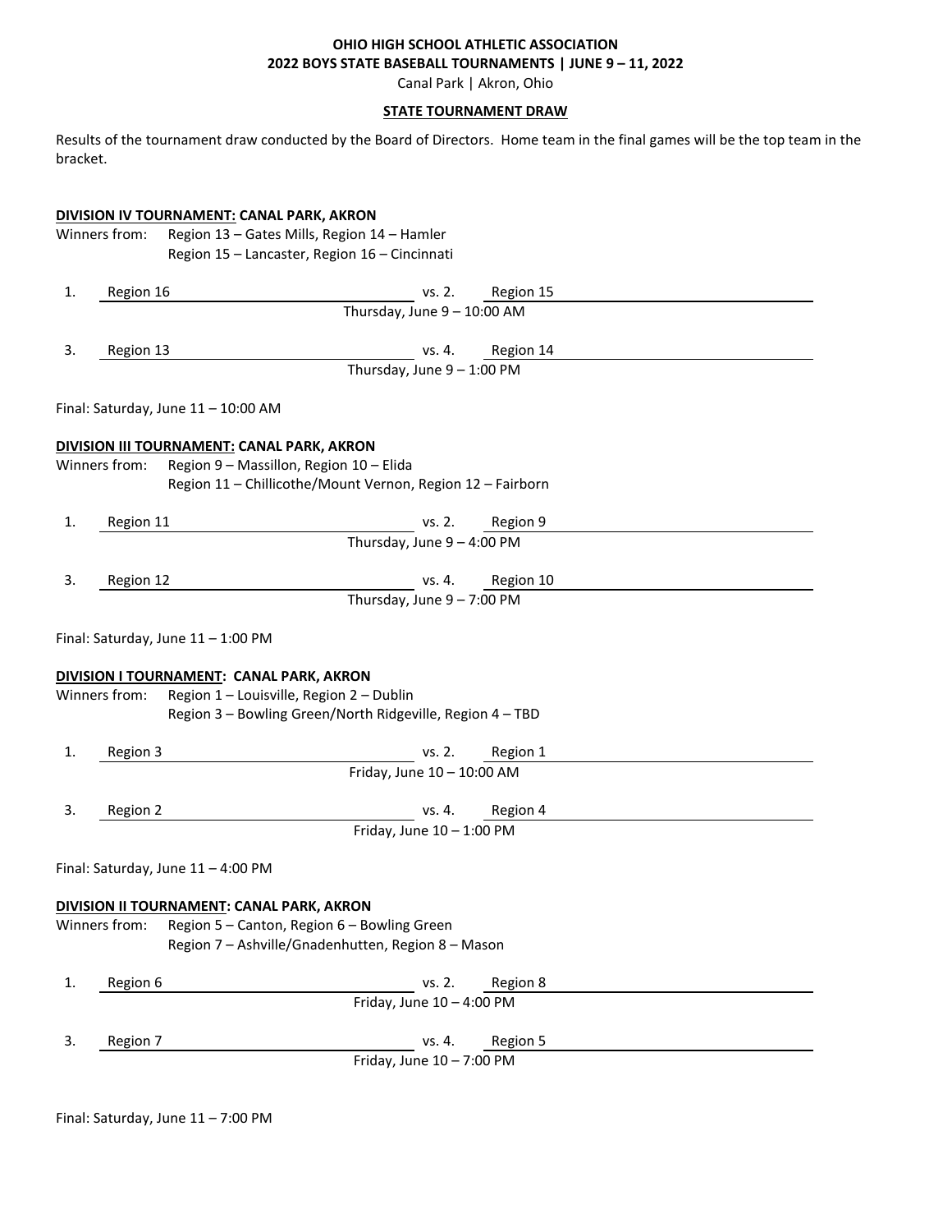**OHIO HIGH SCHOOL ATHLETIC ASSOCIATION**

**2022 BOYS STATE BASEBALL TOURNAMENTS | JUNE 9 – 11, 2022**

Canal Park | Akron, Ohio

**STATE TOURNAMENT DRAW**

Results of the tournament draw conducted by the Board of Directors. Home team in the final games will be the top team in the bracket.

**DIVISION IV TOURNAMENT: CANAL PARK, AKRON**

Winners from: Region 13 – Gates Mills, Region 14 – Hamler
Region 15 – Lancaster, Region 16 – Cincinnati

1. Region 16 vs. 2. Region 15
Thursday, June 9 – 10:00 AM

3. Region 13 vs. 4. Region 14
Thursday, June 9 – 1:00 PM

Final: Saturday, June 11 – 10:00 AM

**DIVISION III TOURNAMENT: CANAL PARK, AKRON**

Winners from: Region 9 – Massillon, Region 10 – Elida
Region 11 – Chillicothe/Mount Vernon, Region 12 – Fairborn

1. Region 11 vs. 2. Region 9
Thursday, June 9 – 4:00 PM

3. Region 12 vs. 4. Region 10
Thursday, June 9 – 7:00 PM

Final: Saturday, June 11 – 1:00 PM

**DIVISION I TOURNAMENT: CANAL PARK, AKRON**

Winners from: Region 1 – Louisville, Region 2 – Dublin
Region 3 – Bowling Green/North Ridgeville, Region 4 – TBD

1. Region 3 vs. 2. Region 1
Friday, June 10 – 10:00 AM

3. Region 2 vs. 4. Region 4
Friday, June 10 – 1:00 PM

Final: Saturday, June 11 – 4:00 PM

**DIVISION II TOURNAMENT: CANAL PARK, AKRON**

Winners from: Region 5 – Canton, Region 6 – Bowling Green
Region 7 – Ashville/Gnadenhutten, Region 8 – Mason

1. Region 6 vs. 2. Region 8
Friday, June 10 – 4:00 PM

3. Region 7 vs. 4. Region 5
Friday, June 10 – 7:00 PM

Final: Saturday, June 11 – 7:00 PM